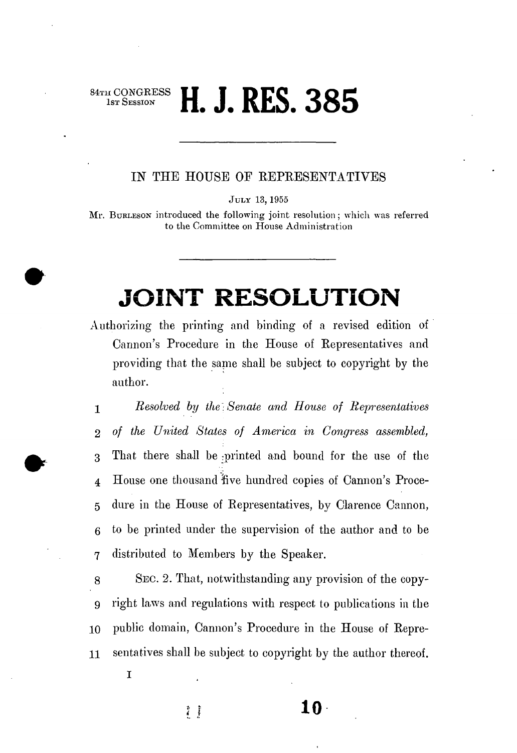84TH CONGRESS
1ST SESSION

# H. J. RES. 385

IN THE HOUSE OF REPRESENTATIVES

JULY 13, 1955

Mr. BURLESON introduced the following joint resolution; which was referred to the Committee on House Administration

# JOINT RESOLUTION

Authorizing the printing and binding of a revised edition of Cannon's Procedure in the House of Representatives and providing that the same shall be subject to copyright by the author.

1 *Resolved by the Senate and House of Representatives*
2 *of the United States of America in Congress assembled,*
3 That there shall be printed and bound for the use of the
4 House one thousand five hundred copies of Cannon's Proce-
5 dure in the House of Representatives, by Clarence Cannon,
6 to be printed under the supervision of the author and to be
7 distributed to Members by the Speaker.
8 SEC. 2. That, notwithstanding any provision of the copy-
9 right laws and regulations with respect to publications in the
10 public domain, Cannon's Procedure in the House of Repre-
11 sentatives shall be subject to copyright by the author thereof.

I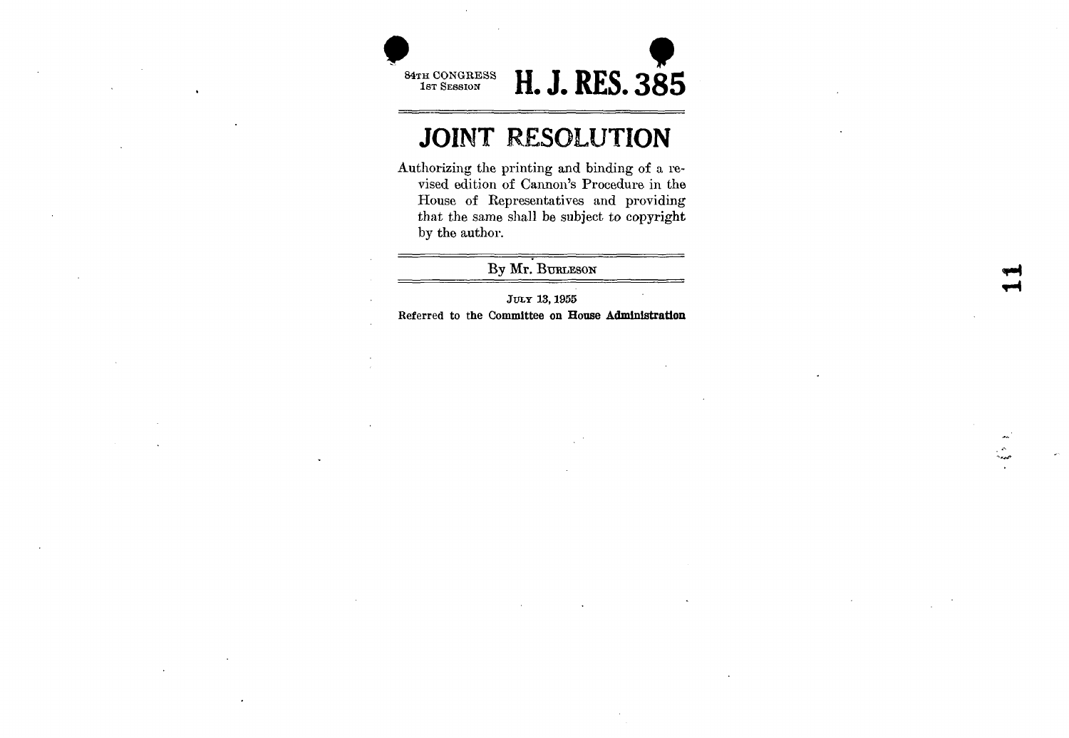84TH CONGRESS
1ST SESSION

# H. J. RES. 385

## JOINT RESOLUTION

Authorizing the printing and binding of a revised edition of Cannon's Procedure in the House of Representatives and providing that the same shall be subject to copyright by the author.

By Mr. BURLESON

JULY 13, 1955

Referred to the Committee on House Administration